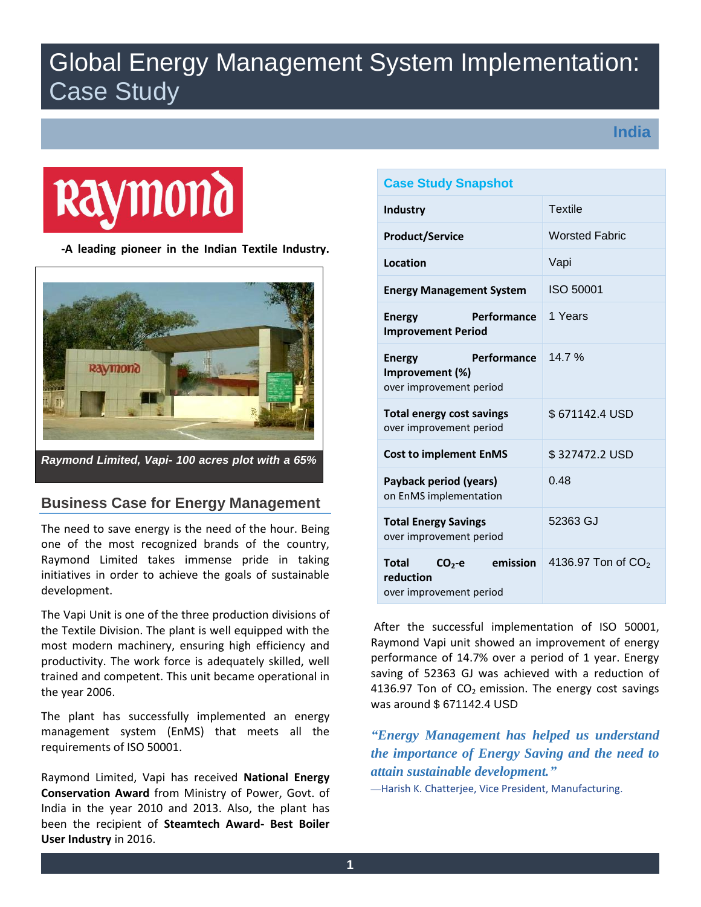# Global Energy Management System Implementation: Case Study

**India**

-A leading pioneer in the Indian Textile Industry.

*Raymond Limited, Vapi- 100 acres plot with a 65%*

## Business Case for Energy Management

The need to save energy is the need of the hour. Being one of the most recognized brands of the country, Raymond Limited takes immense pride in taking initiatives in order to achieve the goals of sustainable development.

The Vapi Unit is one of the three production divisions of the Textile Division. The plant is well equipped with the most modern machinery, ensuring high efficiency and productivity. The work force is adequately skilled, well trained and competent. This unit became operational in the year 2006.

The plant has successfully implemented an energy management system (EnMS) that meets all the requirements of ISO 50001.

Raymond Limited, Vapi has received **National Energy Conservation Award** from Ministry of Power, Govt. of India in the year 2010 and 2013. Also, the plant has been the recipient of **Steamtech Award- Best Boiler User Industry** in 2016.

| Case Study Snapshot | |
|---|---|
| **Industry** | Textile |
| **Product/Service** | Worsted Fabric |
| **Location** | Vapi |
| **Energy Management System** | ISO 50001 |
| **Energy Performance Improvement Period** | 1 Years |
| **Energy Performance Improvement (%)** over improvement period | 14.7 % |
| **Total energy cost savings** over improvement period | $ 671142.4 USD |
| **Cost to implement EnMS** | $ 327472.2 USD |
| **Payback period (years)** on EnMS implementation | 0.48 |
| **Total Energy Savings** over improvement period | 52363 GJ |
| **Total $CO_2$-e emission reduction** over improvement period | 4136.97 Ton of $CO_2$ |

After the successful implementation of ISO 50001, Raymond Vapi unit showed an improvement of energy performance of 14.7% over a period of 1 year. Energy saving of 52363 GJ was achieved with a reduction of 4136.97 Ton of $CO_2$ emission. The energy cost savings was around $ 671142.4 USD

*"Energy Management has helped us understand the importance of Energy Saving and the need to attain sustainable development."*

—Harish K. Chatterjee, Vice President, Manufacturing.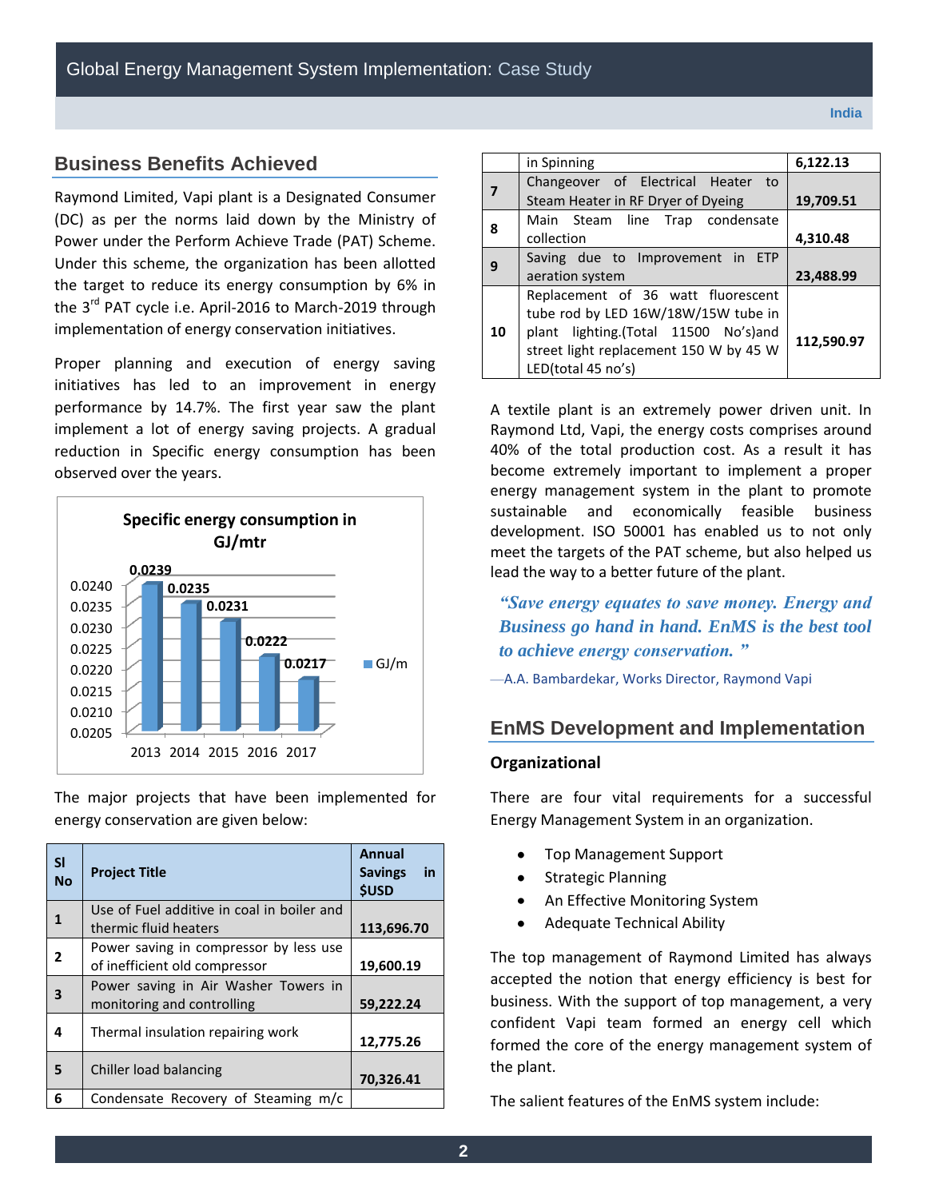## Business Benefits Achieved

Raymond Limited, Vapi plant is a Designated Consumer (DC) as per the norms laid down by the Ministry of Power under the Perform Achieve Trade (PAT) Scheme. Under this scheme, the organization has been allotted the target to reduce its energy consumption by 6% in the 3rd PAT cycle i.e. April-2016 to March-2019 through implementation of energy conservation initiatives.

Proper planning and execution of energy saving initiatives has led to an improvement in energy performance by 14.7%. The first year saw the plant implement a lot of energy saving projects. A gradual reduction in Specific energy consumption has been observed over the years.

**Specific energy consumption in GJ/mtr**

| Year | GJ/m |
|---|---|
| 2013 | 0.0239 |
| 2014 | 0.0235 |
| 2015 | 0.0231 |
| 2016 | 0.0222 |
| 2017 | 0.0217 |

The major projects that have been implemented for energy conservation are given below:

| Sl No | Project Title | Annual Savings in $USD |
|---|---|---|
| 1 | Use of Fuel additive in coal in boiler and thermic fluid heaters | 113,696.70 |
| 2 | Power saving in compressor by less use of inefficient old compressor | 19,600.19 |
| 3 | Power saving in Air Washer Towers in monitoring and controlling | 59,222.24 |
| 4 | Thermal insulation repairing work | 12,775.26 |
| 5 | Chiller load balancing | 70,326.41 |
| 6 | Condensate Recovery of Steaming m/c in Spinning | 6,122.13 |
| 7 | Changeover of Electrical Heater to Steam Heater in RF Dryer of Dyeing | 19,709.51 |
| 8 | Main Steam line Trap condensate collection | 4,310.48 |
| 9 | Saving due to Improvement in ETP aeration system | 23,488.99 |
| 10 | Replacement of 36 watt fluorescent tube rod by LED 16W/18W/15W tube in plant lighting.(Total 11500 No's)and street light replacement 150 W by 45 W LED(total 45 no's) | 112,590.97 |

A textile plant is an extremely power driven unit. In Raymond Ltd, Vapi, the energy costs comprises around 40% of the total production cost. As a result it has become extremely important to implement a proper energy management system in the plant to promote sustainable and economically feasible business development. ISO 50001 has enabled us to not only meet the targets of the PAT scheme, but also helped us lead the way to a better future of the plant.

> *"Save energy equates to save money. Energy and Business go hand in hand. EnMS is the best tool to achieve energy conservation. "*
>
> —A.A. Bambardekar, Works Director, Raymond Vapi

## EnMS Development and Implementation

### Organizational

There are four vital requirements for a successful Energy Management System in an organization.

- Top Management Support
- Strategic Planning
- An Effective Monitoring System
- Adequate Technical Ability

The top management of Raymond Limited has always accepted the notion that energy efficiency is best for business. With the support of top management, a very confident Vapi team formed an energy cell which formed the core of the energy management system of the plant.

The salient features of the EnMS system include: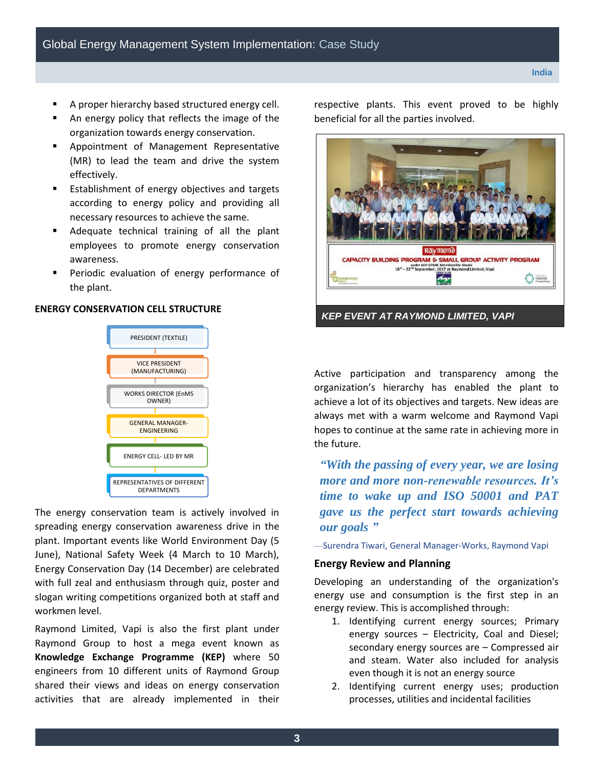- A proper hierarchy based structured energy cell.
- An energy policy that reflects the image of the organization towards energy conservation.
- Appointment of Management Representative (MR) to lead the team and drive the system effectively.
- Establishment of energy objectives and targets according to energy policy and providing all necessary resources to achieve the same.
- Adequate technical training of all the plant employees to promote energy conservation awareness.
- Periodic evaluation of energy performance of the plant.

**ENERGY CONSERVATION CELL STRUCTURE**

PRESIDENT (TEXTILE)

VICE PRESIDENT (MANUFACTURING)

WORKS DIRECTOR (EnMS OWNER)

GENERAL MANAGER-ENGINEERING

ENERGY CELL- LED BY MR

REPRESENTATIVES OF DIFFERENT DEPARTMENTS

The energy conservation team is actively involved in spreading energy conservation awareness drive in the plant. Important events like World Environment Day (5 June), National Safety Week (4 March to 10 March), Energy Conservation Day (14 December) are celebrated with full zeal and enthusiasm through quiz, poster and slogan writing competitions organized both at staff and workmen level.

Raymond Limited, Vapi is also the first plant under Raymond Group to host a mega event known as **Knowledge Exchange Programme (KEP)** where 50 engineers from 10 different units of Raymond Group shared their views and ideas on energy conservation activities that are already implemented in their respective plants. This event proved to be highly beneficial for all the parties involved.

***KEP EVENT AT RAYMOND LIMITED, VAPI***

Active participation and transparency among the organization's hierarchy has enabled the plant to achieve a lot of its objectives and targets. New ideas are always met with a warm welcome and Raymond Vapi hopes to continue at the same rate in achieving more in the future.

> ***"With the passing of every year, we are losing more and more non-renewable resources. It's time to wake up and ISO 50001 and PAT gave us the perfect start towards achieving our goals "***

—Surendra Tiwari, General Manager-Works, Raymond Vapi

**Energy Review and Planning**

Developing an understanding of the organization's energy use and consumption is the first step in an energy review. This is accomplished through:

1. Identifying current energy sources; Primary energy sources – Electricity, Coal and Diesel; secondary energy sources are – Compressed air and steam. Water also included for analysis even though it is not an energy source
2. Identifying current energy uses; production processes, utilities and incidental facilities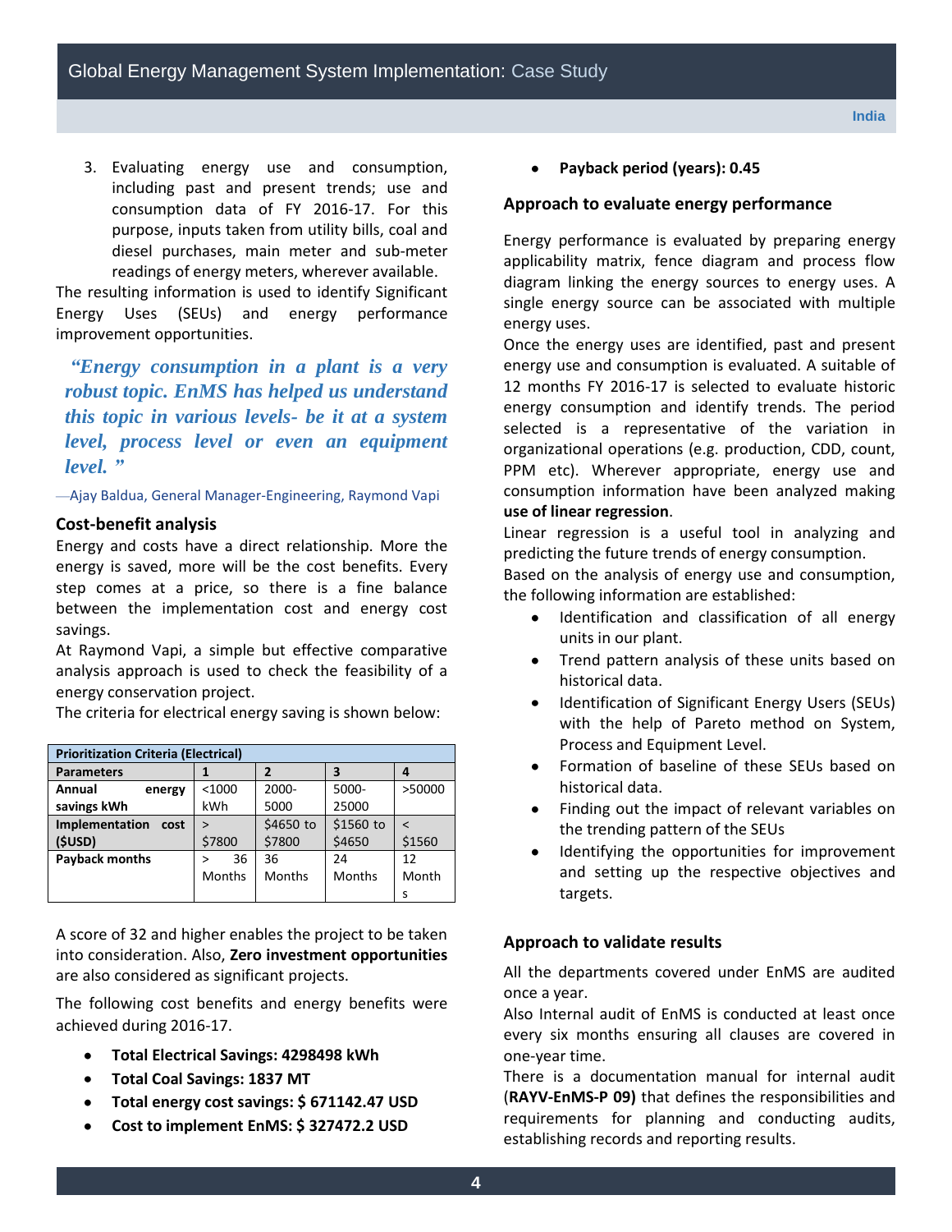3. Evaluating energy use and consumption, including past and present trends; use and consumption data of FY 2016-17. For this purpose, inputs taken from utility bills, coal and diesel purchases, main meter and sub-meter readings of energy meters, wherever available.

The resulting information is used to identify Significant Energy Uses (SEUs) and energy performance improvement opportunities.

> ***"Energy consumption in a plant is a very robust topic. EnMS has helped us understand this topic in various levels- be it at a system level, process level or even an equipment level. "***
>
> —Ajay Baldua, General Manager-Engineering, Raymond Vapi

### Cost-benefit analysis

Energy and costs have a direct relationship. More the energy is saved, more will be the cost benefits. Every step comes at a price, so there is a fine balance between the implementation cost and energy cost savings.

At Raymond Vapi, a simple but effective comparative analysis approach is used to check the feasibility of a energy conservation project.

The criteria for electrical energy saving is shown below:

| Prioritization Criteria (Electrical) | | | | |
|---|---|---|---|---|
| **Parameters** | **1** | **2** | **3** | **4** |
| **Annual energy savings kWh** | <1000 kWh | 2000-5000 | 5000-25000 | >50000 |
| **Implementation cost ($USD)** | > $7800 | $4650 to $7800 | $1560 to $4650 | < $1560 |
| **Payback months** | > 36 Months | 36 Months | 24 Months | 12 Months |

A score of 32 and higher enables the project to be taken into consideration. Also, **Zero investment opportunities** are also considered as significant projects.

The following cost benefits and energy benefits were achieved during 2016-17.

- **Total Electrical Savings: 4298498 kWh**
- **Total Coal Savings: 1837 MT**
- **Total energy cost savings: $ 671142.47 USD**
- **Cost to implement EnMS: $ 327472.2 USD**
- **Payback period (years): 0.45**

### Approach to evaluate energy performance

Energy performance is evaluated by preparing energy applicability matrix, fence diagram and process flow diagram linking the energy sources to energy uses. A single energy source can be associated with multiple energy uses.

Once the energy uses are identified, past and present energy use and consumption is evaluated. A suitable of 12 months FY 2016-17 is selected to evaluate historic energy consumption and identify trends. The period selected is a representative of the variation in organizational operations (e.g. production, CDD, count, PPM etc). Wherever appropriate, energy use and consumption information have been analyzed making **use of linear regression**.

Linear regression is a useful tool in analyzing and predicting the future trends of energy consumption.

Based on the analysis of energy use and consumption, the following information are established:

- Identification and classification of all energy units in our plant.
- Trend pattern analysis of these units based on historical data.
- Identification of Significant Energy Users (SEUs) with the help of Pareto method on System, Process and Equipment Level.
- Formation of baseline of these SEUs based on historical data.
- Finding out the impact of relevant variables on the trending pattern of the SEUs
- Identifying the opportunities for improvement and setting up the respective objectives and targets.

### Approach to validate results

All the departments covered under EnMS are audited once a year.

Also Internal audit of EnMS is conducted at least once every six months ensuring all clauses are covered in one-year time.

There is a documentation manual for internal audit (**RAYV-EnMS-P 09)** that defines the responsibilities and requirements for planning and conducting audits, establishing records and reporting results.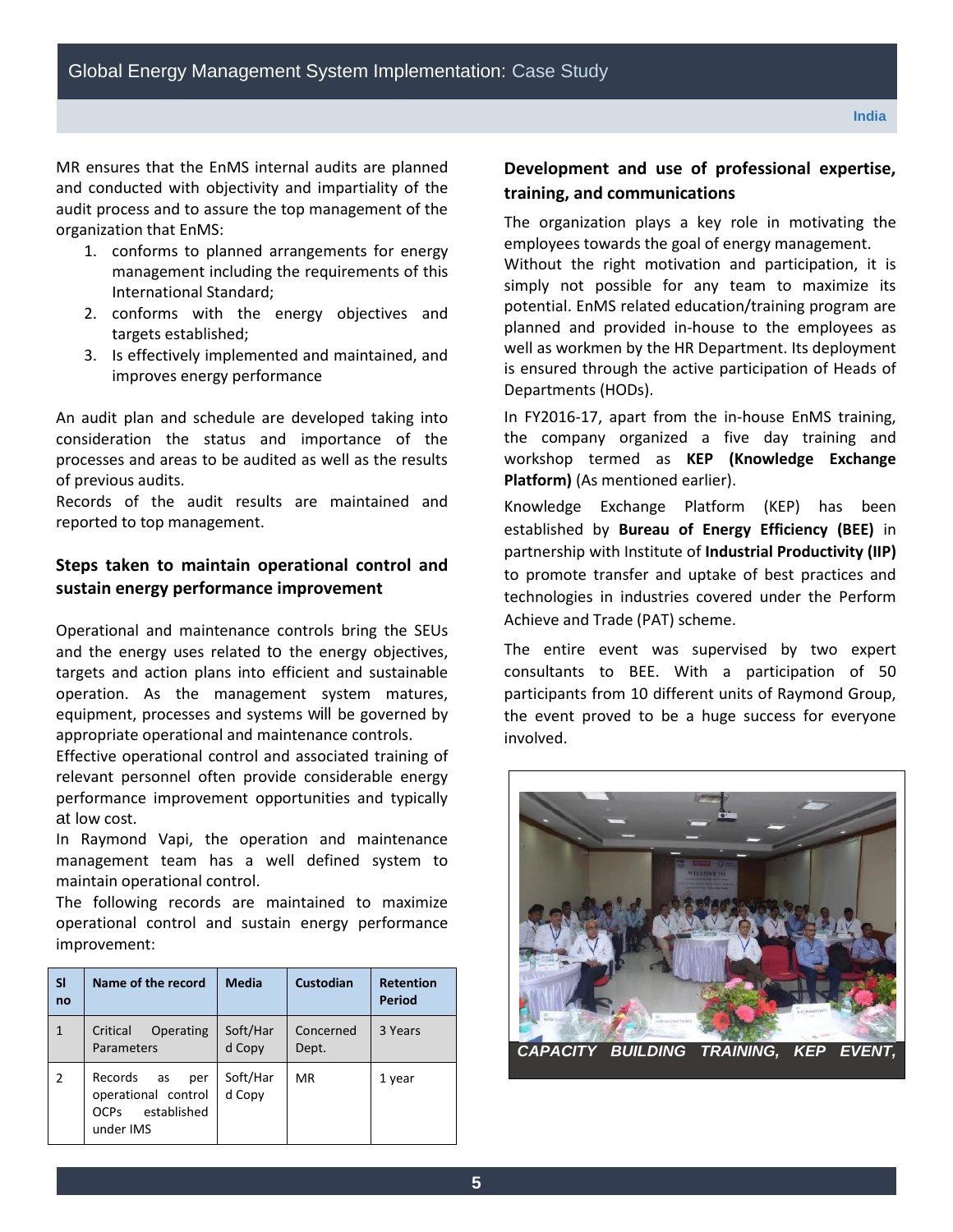MR ensures that the EnMS internal audits are planned and conducted with objectivity and impartiality of the audit process and to assure the top management of the organization that EnMS:

1. conforms to planned arrangements for energy management including the requirements of this International Standard;
2. conforms with the energy objectives and targets established;
3. Is effectively implemented and maintained, and improves energy performance

An audit plan and schedule are developed taking into consideration the status and importance of the processes and areas to be audited as well as the results of previous audits.

Records of the audit results are maintained and reported to top management.

### Steps taken to maintain operational control and sustain energy performance improvement

Operational and maintenance controls bring the SEUs and the energy uses related to the energy objectives, targets and action plans into efficient and sustainable operation. As the management system matures, equipment, processes and systems will be governed by appropriate operational and maintenance controls.

Effective operational control and associated training of relevant personnel often provide considerable energy performance improvement opportunities and typically at low cost.

In Raymond Vapi, the operation and maintenance management team has a well defined system to maintain operational control.

The following records are maintained to maximize operational control and sustain energy performance improvement:

| Sl no | Name of the record | Media | Custodian | Retention Period |
|---|---|---|---|---|
| 1 | Critical Operating Parameters | Soft/Hard Copy | Concerned Dept. | 3 Years |
| 2 | Records as per operational control OCPs established under IMS | Soft/Hard Copy | MR | 1 year |

### Development and use of professional expertise, training, and communications

The organization plays a key role in motivating the employees towards the goal of energy management.

Without the right motivation and participation, it is simply not possible for any team to maximize its potential. EnMS related education/training program are planned and provided in-house to the employees as well as workmen by the HR Department. Its deployment is ensured through the active participation of Heads of Departments (HODs).

In FY2016-17, apart from the in-house EnMS training, the company organized a five day training and workshop termed as **KEP (Knowledge Exchange Platform)** (As mentioned earlier).

Knowledge Exchange Platform (KEP) has been established by **Bureau of Energy Efficiency (BEE)** in partnership with Institute of **Industrial Productivity (IIP)** to promote transfer and uptake of best practices and technologies in industries covered under the Perform Achieve and Trade (PAT) scheme.

The entire event was supervised by two expert consultants to BEE. With a participation of 50 participants from 10 different units of Raymond Group, the event proved to be a huge success for everyone involved.

***CAPACITY BUILDING TRAINING, KEP EVENT,***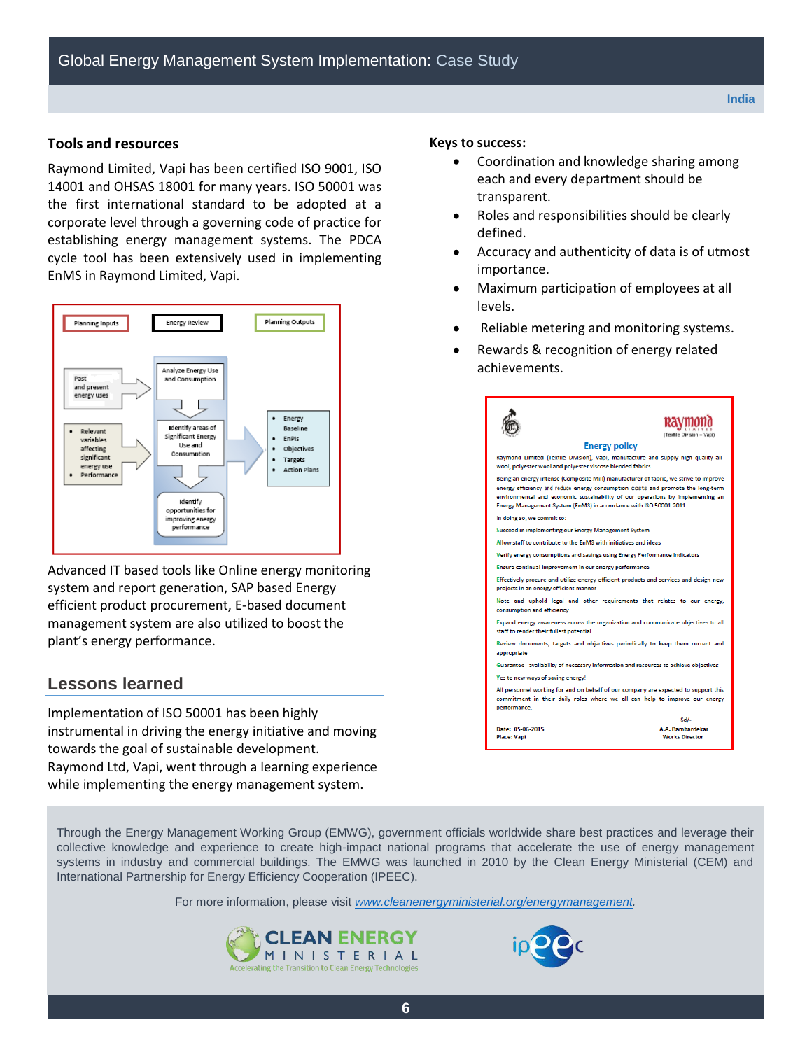## Tools and resources

Raymond Limited, Vapi has been certified ISO 9001, ISO 14001 and OHSAS 18001 for many years. ISO 50001 was the first international standard to be adopted at a corporate level through a governing code of practice for establishing energy management systems. The PDCA cycle tool has been extensively used in implementing EnMS in Raymond Limited, Vapi.

Planning Inputs

Energy Review

Planning Outputs

Past and present energy uses

- Relevant variables affecting significant energy use
- Performance

Analyze Energy Use and Consumption

Identify areas of Significant Energy Use and Consumption

Identify opportunities for improving energy performance

- Energy Baseline
- EnPIs
- Objectives
- Targets
- Action Plans

Advanced IT based tools like Online energy monitoring system and report generation, SAP based Energy efficient product procurement, E-based document management system are also utilized to boost the plant's energy performance.

## Lessons learned

Implementation of ISO 50001 has been highly instrumental in driving the energy initiative and moving towards the goal of sustainable development. Raymond Ltd, Vapi, went through a learning experience while implementing the energy management system.

**Keys to success:**

- Coordination and knowledge sharing among each and every department should be transparent.
- Roles and responsibilities should be clearly defined.
- Accuracy and authenticity of data is of utmost importance.
- Maximum participation of employees at all levels.
- Reliable metering and monitoring systems.
- Rewards & recognition of energy related achievements.

Raymond LIMITED (Textile Division – Vapi)

**Energy policy**

Raymond Limited (Textile Division), Vapi, manufacture and supply high quality all-wool, polyester wool and polyester viscose blended fabrics.

Being an energy intense (Composite Mill) manufacturer of fabric, we strive to improve energy efficiency and reduce energy consumption costs and promote the long-term environmental and economic sustainability of our operations by implementing an Energy Management System (EnMS) in accordance with ISO 50001:2011.

In doing so, we commit to:

Succeed in implementing our Energy Management System

Allow staff to contribute to the EnMS with initiatives and ideas

Verify energy consumptions and savings using Energy Performance Indicators

Ensure continual improvement in our energy performance

Effectively procure and utilize energy-efficient products and services and design new projects in an energy efficient manner

Note and uphold legal and other requirements that relates to our energy, consumption and efficiency

Expand energy awareness across the organization and communicate objectives to all staff to render their fullest potential

Review documents, targets and objectives periodically to keep them current and appropriate

Guarantee availability of necessary information and resources to achieve objectives

Yes to new ways of saving energy!

All personnel working for and on behalf of our company are expected to support this commitment in their daily roles where we all can help to improve our energy performance.

Sd/-

Date: 05-06-2015
Place: Vapi

A.A. Bambardekar
Works Director

Through the Energy Management Working Group (EMWG), government officials worldwide share best practices and leverage their collective knowledge and experience to create high-impact national programs that accelerate the use of energy management systems in industry and commercial buildings. The EMWG was launched in 2010 by the Clean Energy Ministerial (CEM) and International Partnership for Energy Efficiency Cooperation (IPEEC).

For more information, please visit www.cleanenergyministerial.org/energymanagement.

CLEAN ENERGY MINISTERIAL – Accelerating the Transition to Clean Energy Technologies

ipeec